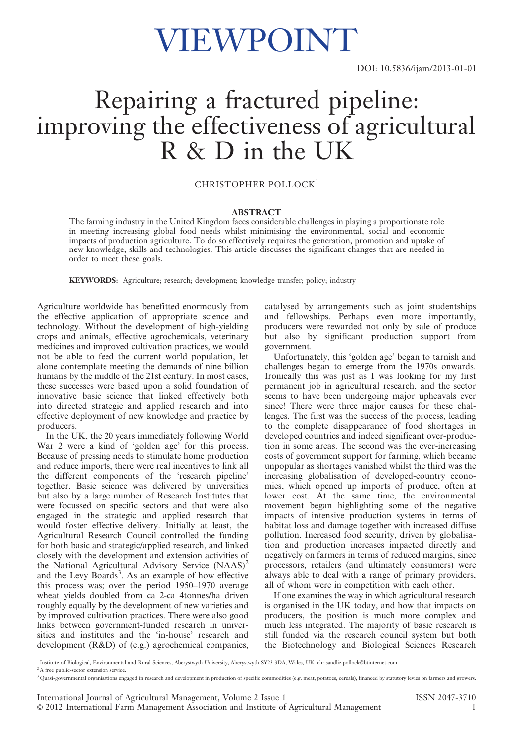# VIEWPOINT

DOI: 10.5836/ijam/2013-01-01

# Repairing a fractured pipeline: improving the effectiveness of agricultural R & D in the UK

CHRISTOPHER POLLOCK[1]

## ABSTRACT

The farming industry in the United Kingdom faces considerable challenges in playing a proportionate role in meeting increasing global food needs whilst minimising the environmental, social and economic impacts of production agriculture. To do so effectively requires the generation, promotion and uptake of new knowledge, skills and technologies. This article discusses the significant changes that are needed in order to meet these goals.

**KEYWORDS:** Agriculture; research; development; knowledge transfer; policy; industry

Agriculture worldwide has benefitted enormously from the effective application of appropriate science and technology. Without the development of high-yielding crops and animals, effective agrochemicals, veterinary medicines and improved cultivation practices, we would not be able to feed the current world population, let alone contemplate meeting the demands of nine billion humans by the middle of the 21st century. In most cases, these successes were based upon a solid foundation of innovative basic science that linked effectively both into directed strategic and applied research and into effective deployment of new knowledge and practice by producers.

In the UK, the 20 years immediately following World War 2 were a kind of 'golden age' for this process. Because of pressing needs to stimulate home production and reduce imports, there were real incentives to link all the different components of the 'research pipeline' together. Basic science was delivered by universities but also by a large number of Research Institutes that were focussed on specific sectors and that were also engaged in the strategic and applied research that would foster effective delivery. Initially at least, the Agricultural Research Council controlled the funding for both basic and strategic/applied research, and linked closely with the development and extension activities of the National Agricultural Advisory Service (NAAS)[2] and the Levy Boards[3]. As an example of how effective this process was; over the period 1950–1970 average wheat yields doubled from ca 2-ca 4tonnes/ha driven roughly equally by the development of new varieties and by improved cultivation practices. There were also good links between government-funded research in universities and institutes and the 'in-house' research and development (R&D) of (e.g.) agrochemical companies, catalysed by arrangements such as joint studentships and fellowships. Perhaps even more importantly, producers were rewarded not only by sale of produce but also by significant production support from government.

Unfortunately, this 'golden age' began to tarnish and challenges began to emerge from the 1970s onwards. Ironically this was just as I was looking for my first permanent job in agricultural research, and the sector seems to have been undergoing major upheavals ever since! There were three major causes for these challenges. The first was the success of the process, leading to the complete disappearance of food shortages in developed countries and indeed significant over-production in some areas. The second was the ever-increasing costs of government support for farming, which became unpopular as shortages vanished whilst the third was the increasing globalisation of developed-country economies, which opened up imports of produce, often at lower cost. At the same time, the environmental movement began highlighting some of the negative impacts of intensive production systems in terms of habitat loss and damage together with increased diffuse pollution. Increased food security, driven by globalisation and production increases impacted directly and negatively on farmers in terms of reduced margins, since processors, retailers (and ultimately consumers) were always able to deal with a range of primary providers, all of whom were in competition with each other.

If one examines the way in which agricultural research is organised in the UK today, and how that impacts on producers, the position is much more complex and much less integrated. The majority of basic research is still funded via the research council system but both the Biotechnology and Biological Sciences Research

[1] Institute of Biological, Environmental and Rural Sciences, Aberystwyth University, Aberystwyth SY23 3DA, Wales, UK. chrisandliz.pollock@btinternet.com

[2] A free public-sector extension service.

[3] Quasi-governmental organisations engaged in research and development in production of specific commodities (e.g. meat, potatoes, cereals), financed by statutory levies on farmers and growers.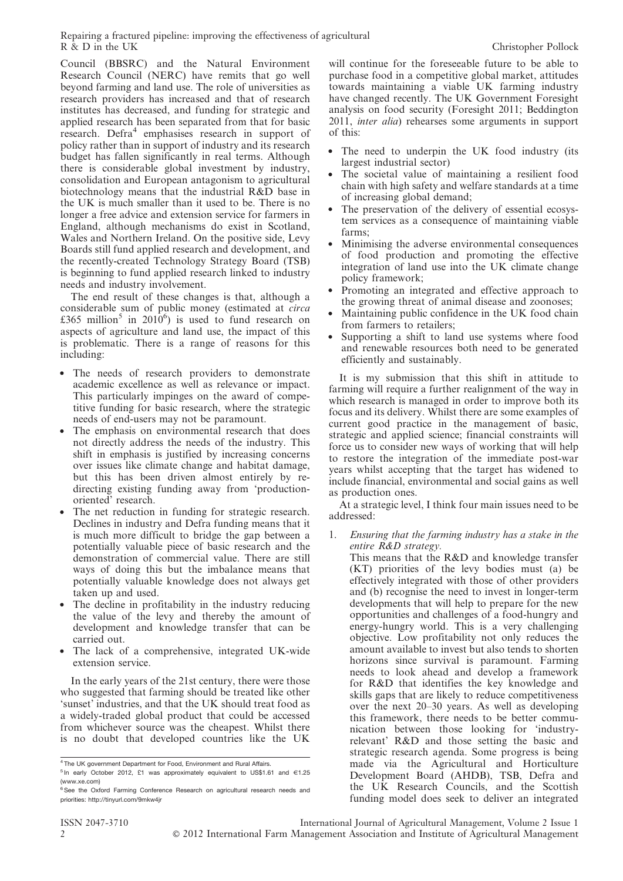Council (BBSRC) and the Natural Environment Research Council (NERC) have remits that go well beyond farming and land use. The role of universities as research providers has increased and that of research institutes has decreased, and funding for strategic and applied research has been separated from that for basic research. Defra[4] emphasises research in support of policy rather than in support of industry and its research budget has fallen significantly in real terms. Although there is considerable global investment by industry, consolidation and European antagonism to agricultural biotechnology means that the industrial R&D base in the UK is much smaller than it used to be. There is no longer a free advice and extension service for farmers in England, although mechanisms do exist in Scotland, Wales and Northern Ireland. On the positive side, Levy Boards still fund applied research and development, and the recently-created Technology Strategy Board (TSB) is beginning to fund applied research linked to industry needs and industry involvement.

The end result of these changes is that, although a considerable sum of public money (estimated at *circa* £365 million[5] in 2010[6]) is used to fund research on aspects of agriculture and land use, the impact of this is problematic. There is a range of reasons for this including:

- The needs of research providers to demonstrate academic excellence as well as relevance or impact. This particularly impinges on the award of competitive funding for basic research, where the strategic needs of end-users may not be paramount.
- The emphasis on environmental research that does not directly address the needs of the industry. This shift in emphasis is justified by increasing concerns over issues like climate change and habitat damage, but this has been driven almost entirely by re-directing existing funding away from 'production-oriented' research.
- The net reduction in funding for strategic research. Declines in industry and Defra funding means that it is much more difficult to bridge the gap between a potentially valuable piece of basic research and the demonstration of commercial value. There are still ways of doing this but the imbalance means that potentially valuable knowledge does not always get taken up and used.
- The decline in profitability in the industry reducing the value of the levy and thereby the amount of development and knowledge transfer that can be carried out.
- The lack of a comprehensive, integrated UK-wide extension service.

In the early years of the 21st century, there were those who suggested that farming should be treated like other 'sunset' industries, and that the UK should treat food as a widely-traded global product that could be accessed from whichever source was the cheapest. Whilst there is no doubt that developed countries like the UK will continue for the foreseeable future to be able to purchase food in a competitive global market, attitudes towards maintaining a viable UK farming industry have changed recently. The UK Government Foresight analysis on food security (Foresight 2011; Beddington 2011, *inter alia*) rehearses some arguments in support of this:

- The need to underpin the UK food industry (its largest industrial sector)
- The societal value of maintaining a resilient food chain with high safety and welfare standards at a time of increasing global demand;
- The preservation of the delivery of essential ecosystem services as a consequence of maintaining viable farms;
- Minimising the adverse environmental consequences of food production and promoting the effective integration of land use into the UK climate change policy framework;
- Promoting an integrated and effective approach to the growing threat of animal disease and zoonoses;
- Maintaining public confidence in the UK food chain from farmers to retailers;
- Supporting a shift to land use systems where food and renewable resources both need to be generated efficiently and sustainably.

It is my submission that this shift in attitude to farming will require a further realignment of the way in which research is managed in order to improve both its focus and its delivery. Whilst there are some examples of current good practice in the management of basic, strategic and applied science; financial constraints will force us to consider new ways of working that will help to restore the integration of the immediate post-war years whilst accepting that the target has widened to include financial, environmental and social gains as well as production ones.

At a strategic level, I think four main issues need to be addressed:

1. *Ensuring that the farming industry has a stake in the entire R&D strategy.*
   This means that the R&D and knowledge transfer (KT) priorities of the levy bodies must (a) be effectively integrated with those of other providers and (b) recognise the need to invest in longer-term developments that will help to prepare for the new opportunities and challenges of a food-hungry and energy-hungry world. This is a very challenging objective. Low profitability not only reduces the amount available to invest but also tends to shorten horizons since survival is paramount. Farming needs to look ahead and develop a framework for R&D that identifies the key knowledge and skills gaps that are likely to reduce competitiveness over the next 20–30 years. As well as developing this framework, there needs to be better communication between those looking for 'industry-relevant' R&D and those setting the basic and strategic research agenda. Some progress is being made via the Agricultural and Horticulture Development Board (AHDB), TSB, Defra and the UK Research Councils, and the Scottish funding model does seek to deliver an integrated

[4] The UK government Department for Food, Environment and Rural Affairs.

[5] In early October 2012, £1 was approximately equivalent to US$1.61 and €1.25 (www.xe.com)

[6] See the Oxford Farming Conference Research on agricultural research needs and priorities: http://tinyurl.com/9mkw4jr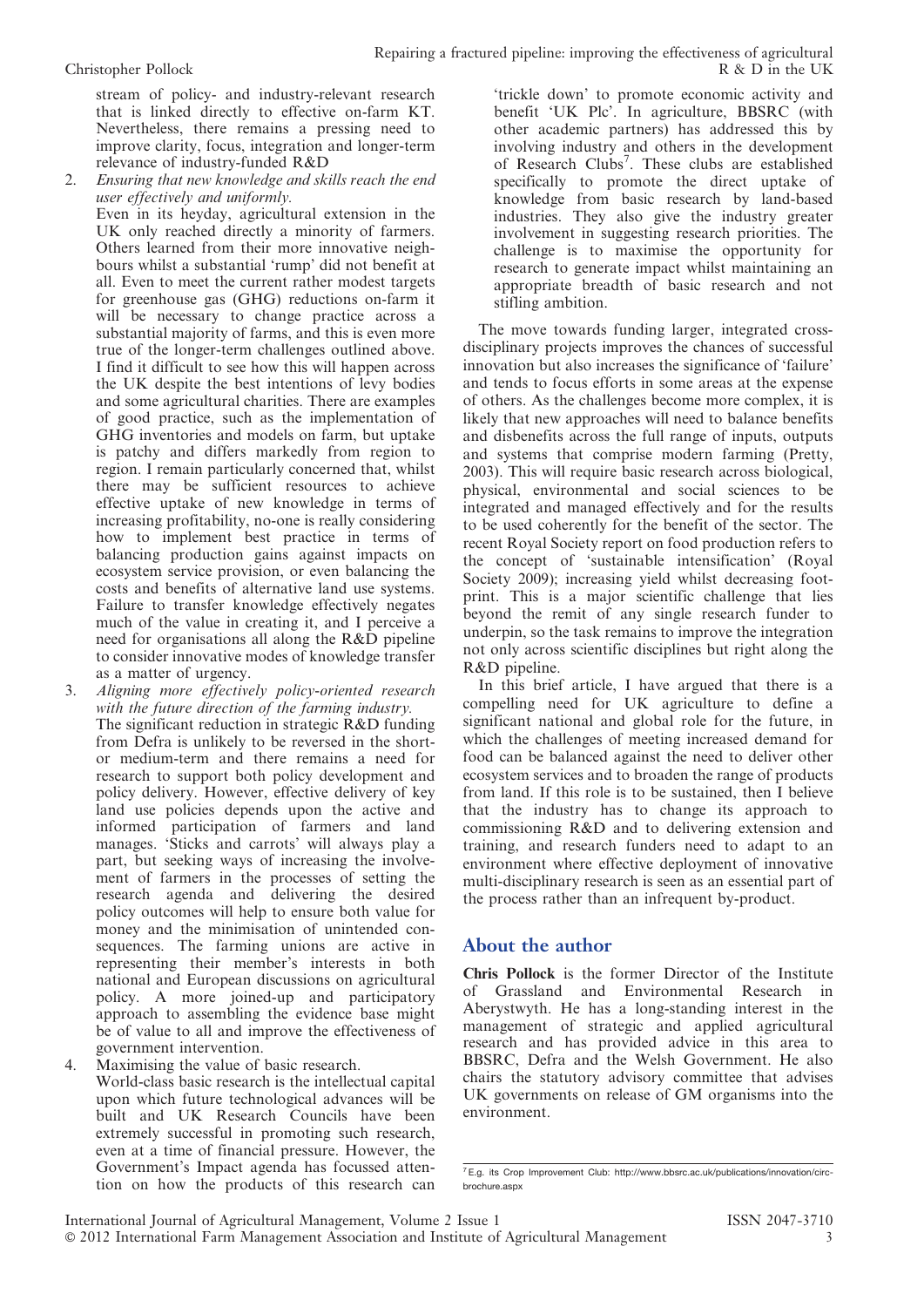stream of policy- and industry-relevant research that is linked directly to effective on-farm KT. Nevertheless, there remains a pressing need to improve clarity, focus, integration and longer-term relevance of industry-funded R&D

2. *Ensuring that new knowledge and skills reach the end user effectively and uniformly.*
   Even in its heyday, agricultural extension in the UK only reached directly a minority of farmers. Others learned from their more innovative neighbours whilst a substantial 'rump' did not benefit at all. Even to meet the current rather modest targets for greenhouse gas (GHG) reductions on-farm it will be necessary to change practice across a substantial majority of farms, and this is even more true of the longer-term challenges outlined above. I find it difficult to see how this will happen across the UK despite the best intentions of levy bodies and some agricultural charities. There are examples of good practice, such as the implementation of GHG inventories and models on farm, but uptake is patchy and differs markedly from region to region. I remain particularly concerned that, whilst there may be sufficient resources to achieve effective uptake of new knowledge in terms of increasing profitability, no-one is really considering how to implement best practice in terms of balancing production gains against impacts on ecosystem service provision, or even balancing the costs and benefits of alternative land use systems. Failure to transfer knowledge effectively negates much of the value in creating it, and I perceive a need for organisations all along the R&D pipeline to consider innovative modes of knowledge transfer as a matter of urgency.
3. *Aligning more effectively policy-oriented research with the future direction of the farming industry.*
   The significant reduction in strategic R&D funding from Defra is unlikely to be reversed in the short- or medium-term and there remains a need for research to support both policy development and policy delivery. However, effective delivery of key land use policies depends upon the active and informed participation of farmers and land manages. 'Sticks and carrots' will always play a part, but seeking ways of increasing the involvement of farmers in the processes of setting the research agenda and delivering the desired policy outcomes will help to ensure both value for money and the minimisation of unintended consequences. The farming unions are active in representing their member's interests in both national and European discussions on agricultural policy. A more joined-up and participatory approach to assembling the evidence base might be of value to all and improve the effectiveness of government intervention.
4. Maximising the value of basic research.
   World-class basic research is the intellectual capital upon which future technological advances will be built and UK Research Councils have been extremely successful in promoting such research, even at a time of financial pressure. However, the Government's Impact agenda has focussed attention on how the products of this research can 'trickle down' to promote economic activity and benefit 'UK Plc'. In agriculture, BBSRC (with other academic partners) has addressed this by involving industry and others in the development of Research Clubs[7]. These clubs are established specifically to promote the direct uptake of knowledge from basic research by land-based industries. They also give the industry greater involvement in suggesting research priorities. The challenge is to maximise the opportunity for research to generate impact whilst maintaining an appropriate breadth of basic research and not stifling ambition.

The move towards funding larger, integrated cross-disciplinary projects improves the chances of successful innovation but also increases the significance of 'failure' and tends to focus efforts in some areas at the expense of others. As the challenges become more complex, it is likely that new approaches will need to balance benefits and disbenefits across the full range of inputs, outputs and systems that comprise modern farming (Pretty, 2003). This will require basic research across biological, physical, environmental and social sciences to be integrated and managed effectively and for the results to be used coherently for the benefit of the sector. The recent Royal Society report on food production refers to the concept of 'sustainable intensification' (Royal Society 2009); increasing yield whilst decreasing footprint. This is a major scientific challenge that lies beyond the remit of any single research funder to underpin, so the task remains to improve the integration not only across scientific disciplines but right along the R&D pipeline.

In this brief article, I have argued that there is a compelling need for UK agriculture to define a significant national and global role for the future, in which the challenges of meeting increased demand for food can be balanced against the need to deliver other ecosystem services and to broaden the range of products from land. If this role is to be sustained, then I believe that the industry has to change its approach to commissioning R&D and to delivering extension and training, and research funders need to adapt to an environment where effective deployment of innovative multi-disciplinary research is seen as an essential part of the process rather than an infrequent by-product.

## About the author

**Chris Pollock** is the former Director of the Institute of Grassland and Environmental Research in Aberystwyth. He has a long-standing interest in the management of strategic and applied agricultural research and has provided advice in this area to BBSRC, Defra and the Welsh Government. He also chairs the statutory advisory committee that advises UK governments on release of GM organisms into the environment.

[7] E.g. its Crop Improvement Club: http://www.bbsrc.ac.uk/publications/innovation/circ-brochure.aspx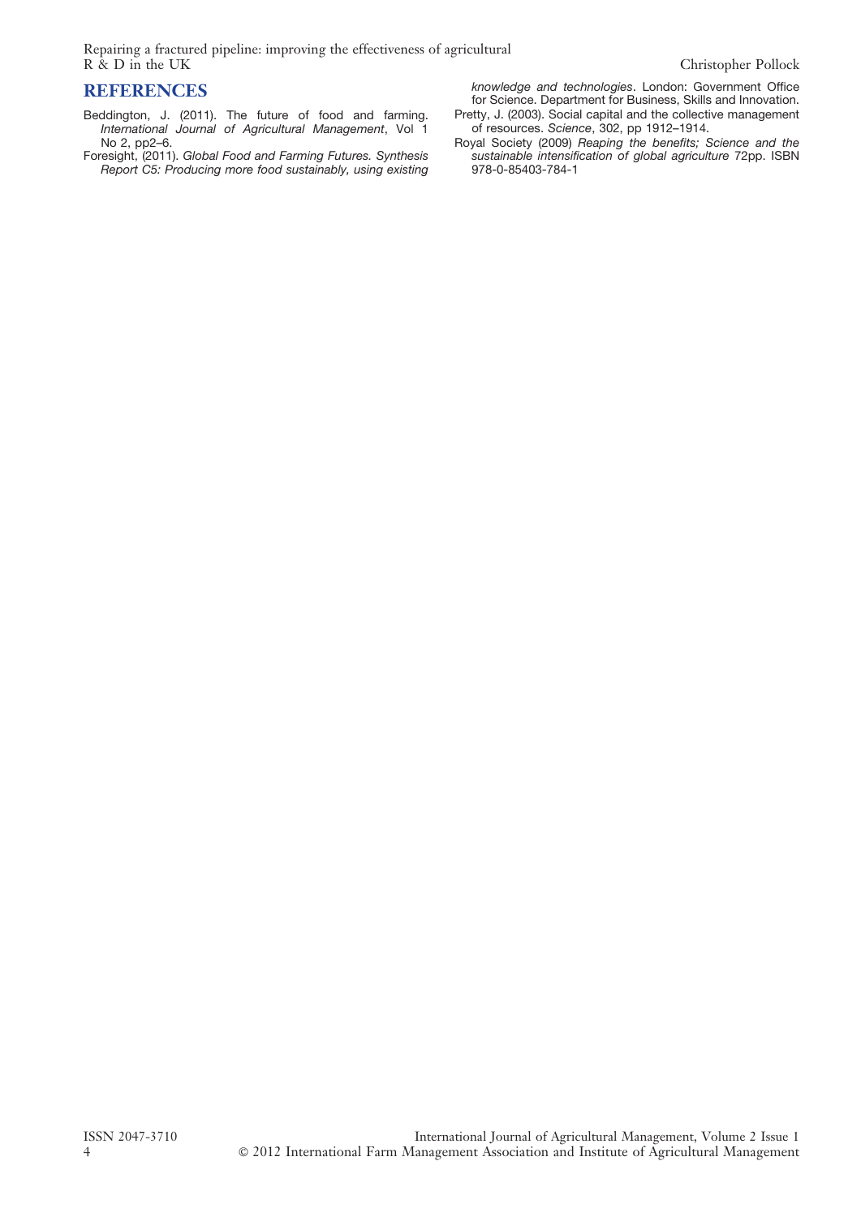## REFERENCES

Beddington, J. (2011). The future of food and farming. *International Journal of Agricultural Management*, Vol 1 No 2, pp2–6.

Foresight, (2011). *Global Food and Farming Futures. Synthesis Report C5: Producing more food sustainably, using existing knowledge and technologies*. London: Government Office for Science. Department for Business, Skills and Innovation.

Pretty, J. (2003). Social capital and the collective management of resources. *Science*, 302, pp 1912–1914.

Royal Society (2009) *Reaping the benefits; Science and the sustainable intensification of global agriculture* 72pp. ISBN 978-0-85403-784-1